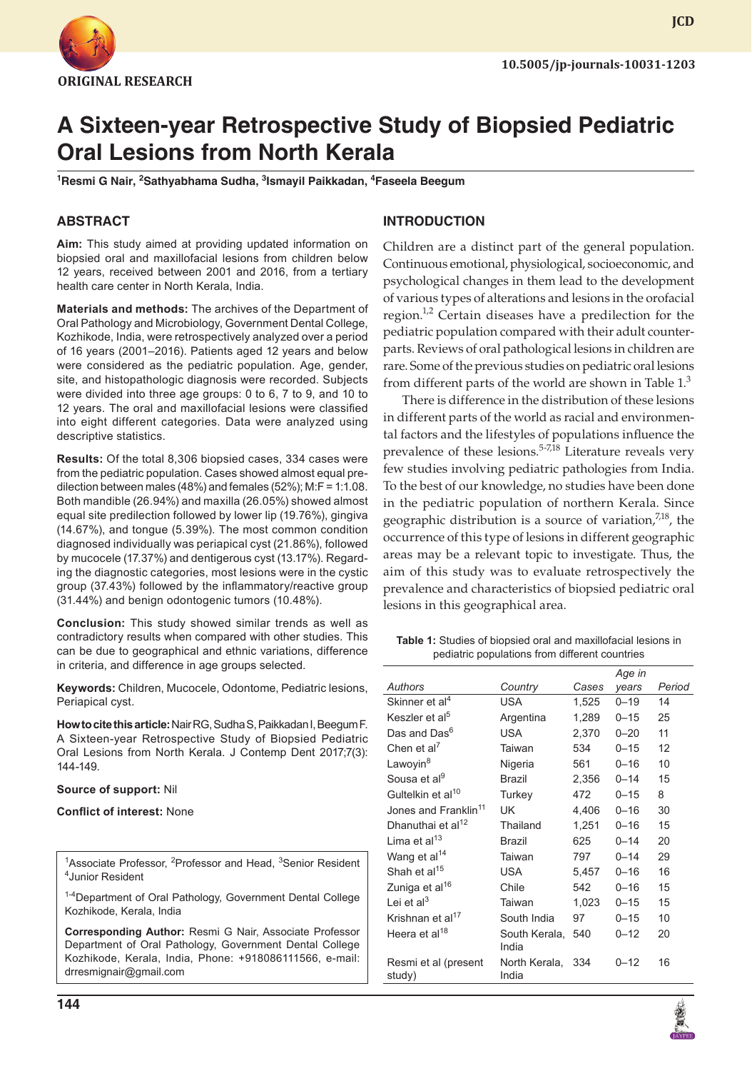ORIGINAL RESEARCH

# A Sixteen-year Retrospective Study of Biopsied Pediatric Oral Lesions from North Kerala

[1]Resmi G Nair, [2]Sathyabhama Sudha, [3]Ismayil Paikkadan, [4]Faseela Beegum

## ABSTRACT

**Aim:** This study aimed at providing updated information on biopsied oral and maxillofacial lesions from children below 12 years, received between 2001 and 2016, from a tertiary health care center in North Kerala, India.

**Materials and methods:** The archives of the Department of Oral Pathology and Microbiology, Government Dental College, Kozhikode, India, were retrospectively analyzed over a period of 16 years (2001–2016). Patients aged 12 years and below were considered as the pediatric population. Age, gender, site, and histopathologic diagnosis were recorded. Subjects were divided into three age groups: 0 to 6, 7 to 9, and 10 to 12 years. The oral and maxillofacial lesions were classified into eight different categories. Data were analyzed using descriptive statistics.

**Results:** Of the total 8,306 biopsied cases, 334 cases were from the pediatric population. Cases showed almost equal predilection between males (48%) and females (52%); M:F = 1:1.08. Both mandible (26.94%) and maxilla (26.05%) showed almost equal site predilection followed by lower lip (19.76%), gingiva (14.67%), and tongue (5.39%). The most common condition diagnosed individually was periapical cyst (21.86%), followed by mucocele (17.37%) and dentigerous cyst (13.17%). Regarding the diagnostic categories, most lesions were in the cystic group (37.43%) followed by the inflammatory/reactive group (31.44%) and benign odontogenic tumors (10.48%).

**Conclusion:** This study showed similar trends as well as contradictory results when compared with other studies. This can be due to geographical and ethnic variations, difference in criteria, and difference in age groups selected.

**Keywords:** Children, Mucocele, Odontome, Pediatric lesions, Periapical cyst.

**How to cite this article:** Nair RG, Sudha S, Paikkadan I, Beegum F. A Sixteen-year Retrospective Study of Biopsied Pediatric Oral Lesions from North Kerala. J Contemp Dent 2017;7(3): 144-149.

**Source of support:** Nil

**Conflict of interest:** None

[1]Associate Professor, [2]Professor and Head, [3]Senior Resident [4]Junior Resident

[1-4]Department of Oral Pathology, Government Dental College Kozhikode, Kerala, India

**Corresponding Author:** Resmi G Nair, Associate Professor Department of Oral Pathology, Government Dental College Kozhikode, Kerala, India, Phone: +918086111566, e-mail: drresmignair@gmail.com

## INTRODUCTION

Children are a distinct part of the general population. Continuous emotional, physiological, socioeconomic, and psychological changes in them lead to the development of various types of alterations and lesions in the orofacial region.[1,2] Certain diseases have a predilection for the pediatric population compared with their adult counterparts. Reviews of oral pathological lesions in children are rare. Some of the previous studies on pediatric oral lesions from different parts of the world are shown in Table 1.[3]

There is difference in the distribution of these lesions in different parts of the world as racial and environmental factors and the lifestyles of populations influence the prevalence of these lesions.[5-7,18] Literature reveals very few studies involving pediatric pathologies from India. To the best of our knowledge, no studies have been done in the pediatric population of northern Kerala. Since geographic distribution is a source of variation,[7,18], the occurrence of this type of lesions in different geographic areas may be a relevant topic to investigate. Thus, the aim of this study was to evaluate retrospectively the prevalence and characteristics of biopsied pediatric oral lesions in this geographical area.

**Table 1:** Studies of biopsied oral and maxillofacial lesions in pediatric populations from different countries

| *Authors* | *Country* | *Cases* | *Age in years* | *Period* |
|---|---|---|---|---|
| Skinner et al[4] | USA | 1,525 | 0–19 | 14 |
| Keszler et al[5] | Argentina | 1,289 | 0–15 | 25 |
| Das and Das[6] | USA | 2,370 | 0–20 | 11 |
| Chen et al[7] | Taiwan | 534 | 0–15 | 12 |
| Lawoyin[8] | Nigeria | 561 | 0–16 | 10 |
| Sousa et al[9] | Brazil | 2,356 | 0–14 | 15 |
| Gultelkin et al[10] | Turkey | 472 | 0–15 | 8 |
| Jones and Franklin[11] | UK | 4,406 | 0–16 | 30 |
| Dhanuthai et al[12] | Thailand | 1,251 | 0–16 | 15 |
| Lima et al[13] | Brazil | 625 | 0–14 | 20 |
| Wang et al[14] | Taiwan | 797 | 0–14 | 29 |
| Shah et al[15] | USA | 5,457 | 0–16 | 16 |
| Zuniga et al[16] | Chile | 542 | 0–16 | 15 |
| Lei et al[3] | Taiwan | 1,023 | 0–15 | 15 |
| Krishnan et al[17] | South India | 97 | 0–15 | 10 |
| Heera et al[18] | South Kerala, India | 540 | 0–12 | 20 |
| Resmi et al (present study) | North Kerala, India | 334 | 0–12 | 16 |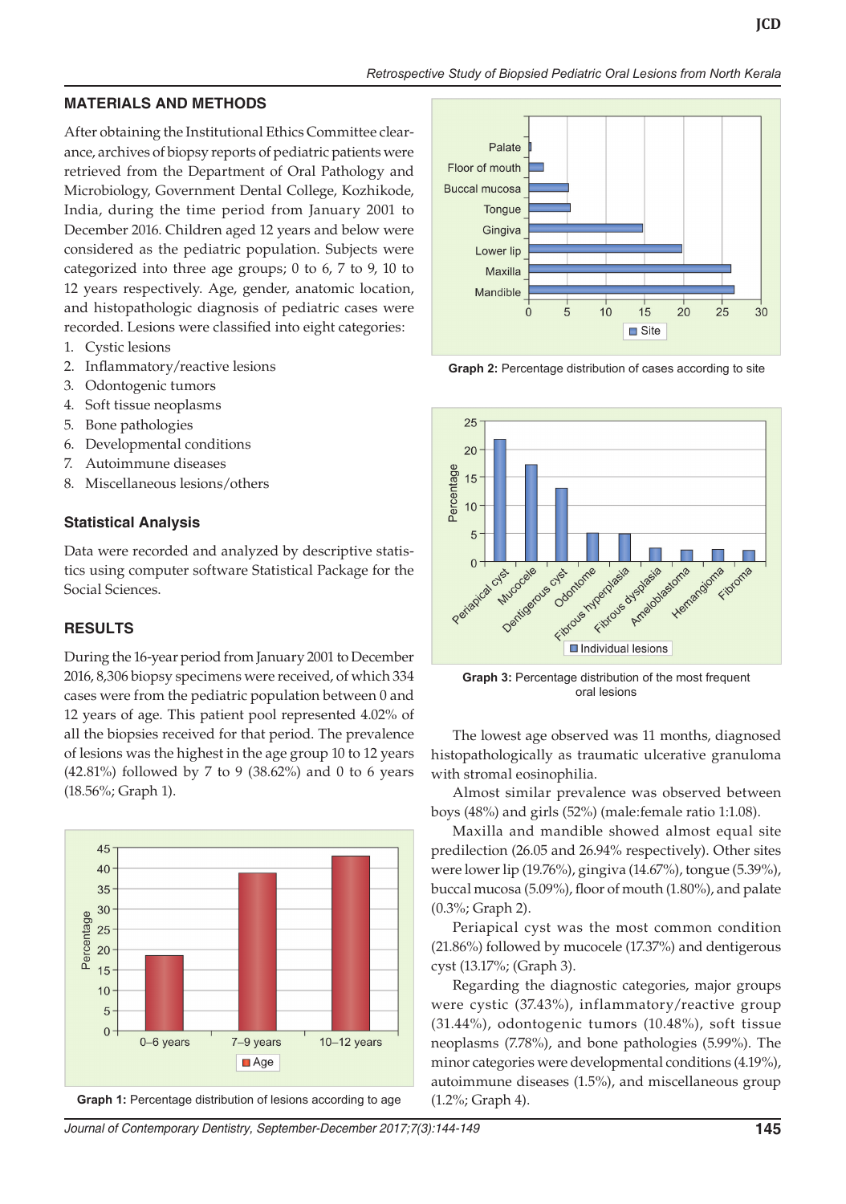## MATERIALS AND METHODS

After obtaining the Institutional Ethics Committee clearance, archives of biopsy reports of pediatric patients were retrieved from the Department of Oral Pathology and Microbiology, Government Dental College, Kozhikode, India, during the time period from January 2001 to December 2016. Children aged 12 years and below were considered as the pediatric population. Subjects were categorized into three age groups; 0 to 6, 7 to 9, 10 to 12 years respectively. Age, gender, anatomic location, and histopathologic diagnosis of pediatric cases were recorded. Lesions were classified into eight categories:

1. Cystic lesions
2. Inflammatory/reactive lesions
3. Odontogenic tumors
4. Soft tissue neoplasms
5. Bone pathologies
6. Developmental conditions
7. Autoimmune diseases
8. Miscellaneous lesions/others

### Statistical Analysis

Data were recorded and analyzed by descriptive statistics using computer software Statistical Package for the Social Sciences.

## RESULTS

During the 16-year period from January 2001 to December 2016, 8,306 biopsy specimens were received, of which 334 cases were from the pediatric population between 0 and 12 years of age. This patient pool represented 4.02% of all the biopsies received for that period. The prevalence of lesions was the highest in the age group 10 to 12 years (42.81%) followed by 7 to 9 (38.62%) and 0 to 6 years (18.56%; Graph 1).

**Graph 1:** Percentage distribution of lesions according to age

**Graph 2:** Percentage distribution of cases according to site

**Graph 3:** Percentage distribution of the most frequent oral lesions

The lowest age observed was 11 months, diagnosed histopathologically as traumatic ulcerative granuloma with stromal eosinophilia.

Almost similar prevalence was observed between boys (48%) and girls (52%) (male:female ratio 1:1.08).

Maxilla and mandible showed almost equal site predilection (26.05 and 26.94% respectively). Other sites were lower lip (19.76%), gingiva (14.67%), tongue (5.39%), buccal mucosa (5.09%), floor of mouth (1.80%), and palate (0.3%; Graph 2).

Periapical cyst was the most common condition (21.86%) followed by mucocele (17.37%) and dentigerous cyst (13.17%; (Graph 3).

Regarding the diagnostic categories, major groups were cystic (37.43%), inflammatory/reactive group (31.44%), odontogenic tumors (10.48%), soft tissue neoplasms (7.78%), and bone pathologies (5.99%). The minor categories were developmental conditions (4.19%), autoimmune diseases (1.5%), and miscellaneous group (1.2%; Graph 4).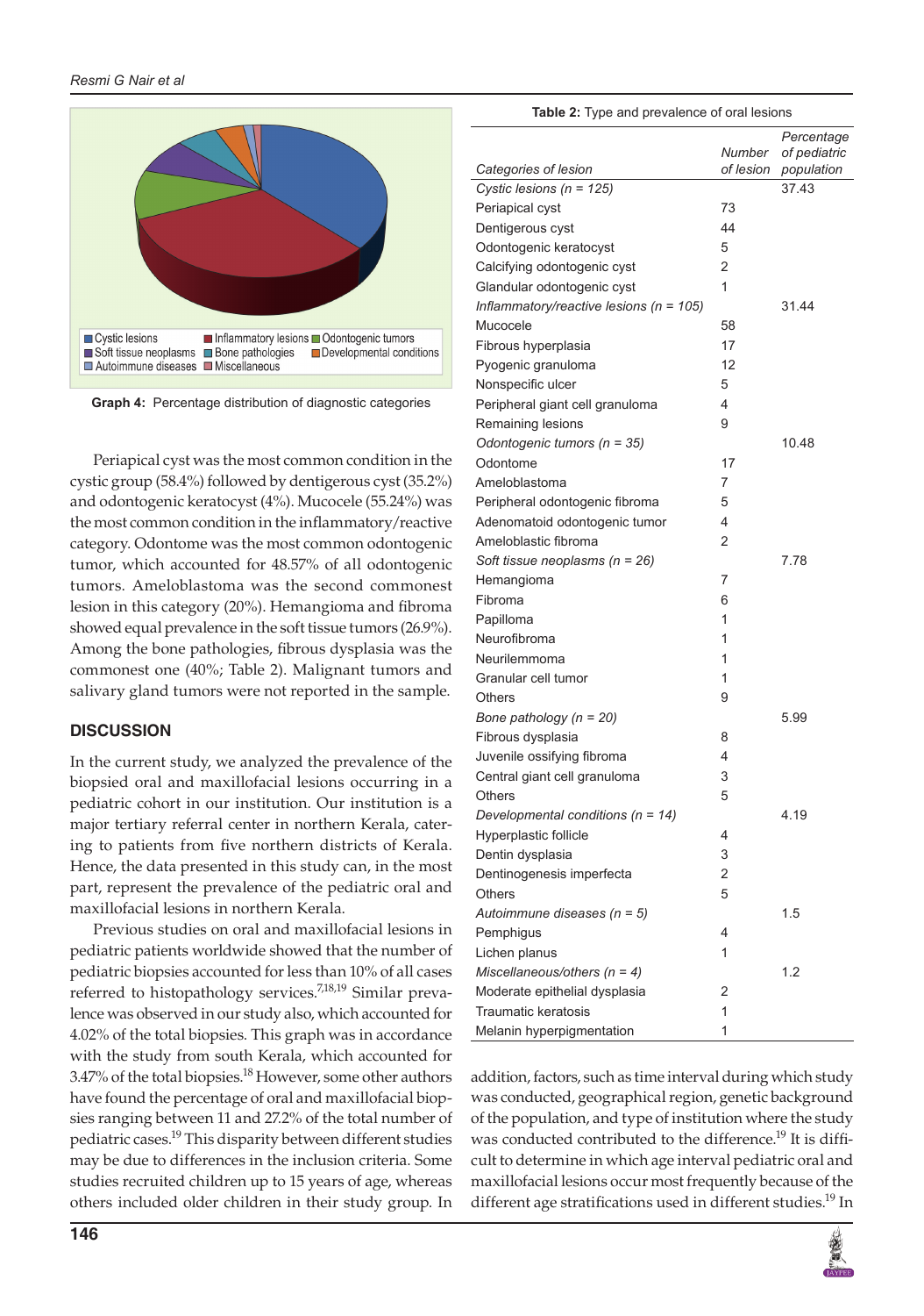Graph 4: Percentage distribution of diagnostic categories

Periapical cyst was the most common condition in the cystic group (58.4%) followed by dentigerous cyst (35.2%) and odontogenic keratocyst (4%). Mucocele (55.24%) was the most common condition in the inflammatory/reactive category. Odontome was the most common odontogenic tumor, which accounted for 48.57% of all odontogenic tumors. Ameloblastoma was the second commonest lesion in this category (20%). Hemangioma and fibroma showed equal prevalence in the soft tissue tumors (26.9%). Among the bone pathologies, fibrous dysplasia was the commonest one (40%; Table 2). Malignant tumors and salivary gland tumors were not reported in the sample.

**Table 2:** Type and prevalence of oral lesions

| *Categories of lesion* | *Number of lesion* | *Percentage of pediatric population* |
|---|---|---|
| *Cystic lesions (n = 125)* | | 37.43 |
| Periapical cyst | 73 | |
| Dentigerous cyst | 44 | |
| Odontogenic keratocyst | 5 | |
| Calcifying odontogenic cyst | 2 | |
| Glandular odontogenic cyst | 1 | |
| *Inflammatory/reactive lesions (n = 105)* | | 31.44 |
| Mucocele | 58 | |
| Fibrous hyperplasia | 17 | |
| Pyogenic granuloma | 12 | |
| Nonspecific ulcer | 5 | |
| Peripheral giant cell granuloma | 4 | |
| Remaining lesions | 9 | |
| *Odontogenic tumors (n = 35)* | | 10.48 |
| Odontome | 17 | |
| Ameloblastoma | 7 | |
| Peripheral odontogenic fibroma | 5 | |
| Adenomatoid odontogenic tumor | 4 | |
| Ameloblastic fibroma | 2 | |
| *Soft tissue neoplasms (n = 26)* | | 7.78 |
| Hemangioma | 7 | |
| Fibroma | 6 | |
| Papilloma | 1 | |
| Neurofibroma | 1 | |
| Neurilemmoma | 1 | |
| Granular cell tumor | 1 | |
| Others | 9 | |
| *Bone pathology (n = 20)* | | 5.99 |
| Fibrous dysplasia | 8 | |
| Juvenile ossifying fibroma | 4 | |
| Central giant cell granuloma | 3 | |
| Others | 5 | |
| *Developmental conditions (n = 14)* | | 4.19 |
| Hyperplastic follicle | 4 | |
| Dentin dysplasia | 3 | |
| Dentinogenesis imperfecta | 2 | |
| Others | 5 | |
| *Autoimmune diseases (n = 5)* | | 1.5 |
| Pemphigus | 4 | |
| Lichen planus | 1 | |
| *Miscellaneous/others (n = 4)* | | 1.2 |
| Moderate epithelial dysplasia | 2 | |
| Traumatic keratosis | 1 | |
| Melanin hyperpigmentation | 1 | |

## DISCUSSION

In the current study, we analyzed the prevalence of the biopsied oral and maxillofacial lesions occurring in a pediatric cohort in our institution. Our institution is a major tertiary referral center in northern Kerala, catering to patients from five northern districts of Kerala. Hence, the data presented in this study can, in the most part, represent the prevalence of the pediatric oral and maxillofacial lesions in northern Kerala.

Previous studies on oral and maxillofacial lesions in pediatric patients worldwide showed that the number of pediatric biopsies accounted for less than 10% of all cases referred to histopathology services.[7,18,19] Similar prevalence was observed in our study also, which accounted for 4.02% of the total biopsies. This graph was in accordance with the study from south Kerala, which accounted for 3.47% of the total biopsies.[18] However, some other authors have found the percentage of oral and maxillofacial biopsies ranging between 11 and 27.2% of the total number of pediatric cases.[19] This disparity between different studies may be due to differences in the inclusion criteria. Some studies recruited children up to 15 years of age, whereas others included older children in their study group. In addition, factors, such as time interval during which study was conducted, geographical region, genetic background of the population, and type of institution where the study was conducted contributed to the difference.[19] It is difficult to determine in which age interval pediatric oral and maxillofacial lesions occur most frequently because of the different age stratifications used in different studies.[19] In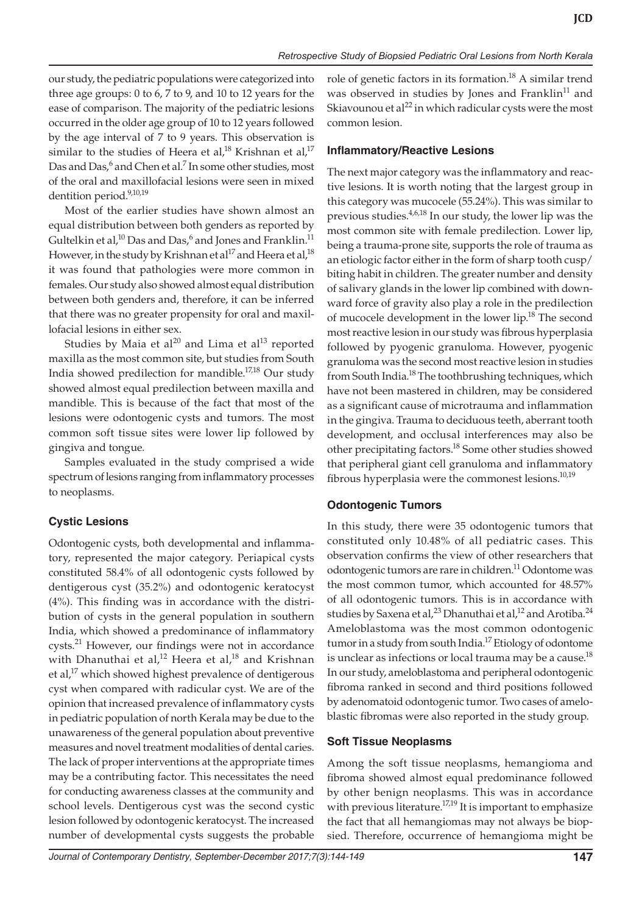our study, the pediatric populations were categorized into three age groups: 0 to 6, 7 to 9, and 10 to 12 years for the ease of comparison. The majority of the pediatric lesions occurred in the older age group of 10 to 12 years followed by the age interval of 7 to 9 years. This observation is similar to the studies of Heera et al,[18] Krishnan et al,[17] Das and Das,[6] and Chen et al.[7] In some other studies, most of the oral and maxillofacial lesions were seen in mixed dentition period.[9,10,19]

Most of the earlier studies have shown almost an equal distribution between both genders as reported by Gultelkin et al,[10] Das and Das,[6] and Jones and Franklin.[11] However, in the study by Krishnan et al[17] and Heera et al,[18] it was found that pathologies were more common in females. Our study also showed almost equal distribution between both genders and, therefore, it can be inferred that there was no greater propensity for oral and maxillofacial lesions in either sex.

Studies by Maia et al[20] and Lima et al[13] reported maxilla as the most common site, but studies from South India showed predilection for mandible.[17,18] Our study showed almost equal predilection between maxilla and mandible. This is because of the fact that most of the lesions were odontogenic cysts and tumors. The most common soft tissue sites were lower lip followed by gingiva and tongue.

Samples evaluated in the study comprised a wide spectrum of lesions ranging from inflammatory processes to neoplasms.

### Cystic Lesions

Odontogenic cysts, both developmental and inflammatory, represented the major category. Periapical cysts constituted 58.4% of all odontogenic cysts followed by dentigerous cyst (35.2%) and odontogenic keratocyst (4%). This finding was in accordance with the distribution of cysts in the general population in southern India, which showed a predominance of inflammatory cysts.[21] However, our findings were not in accordance with Dhanuthai et al,[12] Heera et al,[18] and Krishnan et al,[17] which showed highest prevalence of dentigerous cyst when compared with radicular cyst. We are of the opinion that increased prevalence of inflammatory cysts in pediatric population of north Kerala may be due to the unawareness of the general population about preventive measures and novel treatment modalities of dental caries. The lack of proper interventions at the appropriate times may be a contributing factor. This necessitates the need for conducting awareness classes at the community and school levels. Dentigerous cyst was the second cystic lesion followed by odontogenic keratocyst. The increased number of developmental cysts suggests the probable role of genetic factors in its formation.[18] A similar trend was observed in studies by Jones and Franklin[11] and Skiavounou et al[22] in which radicular cysts were the most common lesion.

### Inflammatory/Reactive Lesions

The next major category was the inflammatory and reactive lesions. It is worth noting that the largest group in this category was mucocele (55.24%). This was similar to previous studies.[4,6,18] In our study, the lower lip was the most common site with female predilection. Lower lip, being a trauma-prone site, supports the role of trauma as an etiologic factor either in the form of sharp tooth cusp/biting habit in children. The greater number and density of salivary glands in the lower lip combined with downward force of gravity also play a role in the predilection of mucocele development in the lower lip.[18] The second most reactive lesion in our study was fibrous hyperplasia followed by pyogenic granuloma. However, pyogenic granuloma was the second most reactive lesion in studies from South India.[18] The toothbrushing techniques, which have not been mastered in children, may be considered as a significant cause of microtrauma and inflammation in the gingiva. Trauma to deciduous teeth, aberrant tooth development, and occlusal interferences may also be other precipitating factors.[18] Some other studies showed that peripheral giant cell granuloma and inflammatory fibrous hyperplasia were the commonest lesions.[10,19]

### Odontogenic Tumors

In this study, there were 35 odontogenic tumors that constituted only 10.48% of all pediatric cases. This observation confirms the view of other researchers that odontogenic tumors are rare in children.[11] Odontome was the most common tumor, which accounted for 48.57% of all odontogenic tumors. This is in accordance with studies by Saxena et al,[23] Dhanuthai et al,[12] and Arotiba.[24] Ameloblastoma was the most common odontogenic tumor in a study from south India.[17] Etiology of odontome is unclear as infections or local trauma may be a cause.[18] In our study, ameloblastoma and peripheral odontogenic fibroma ranked in second and third positions followed by adenomatoid odontogenic tumor. Two cases of ameloblastic fibromas were also reported in the study group.

### Soft Tissue Neoplasms

Among the soft tissue neoplasms, hemangioma and fibroma showed almost equal predominance followed by other benign neoplasms. This was in accordance with previous literature.[17,19] It is important to emphasize the fact that all hemangiomas may not always be biopsied. Therefore, occurrence of hemangioma might be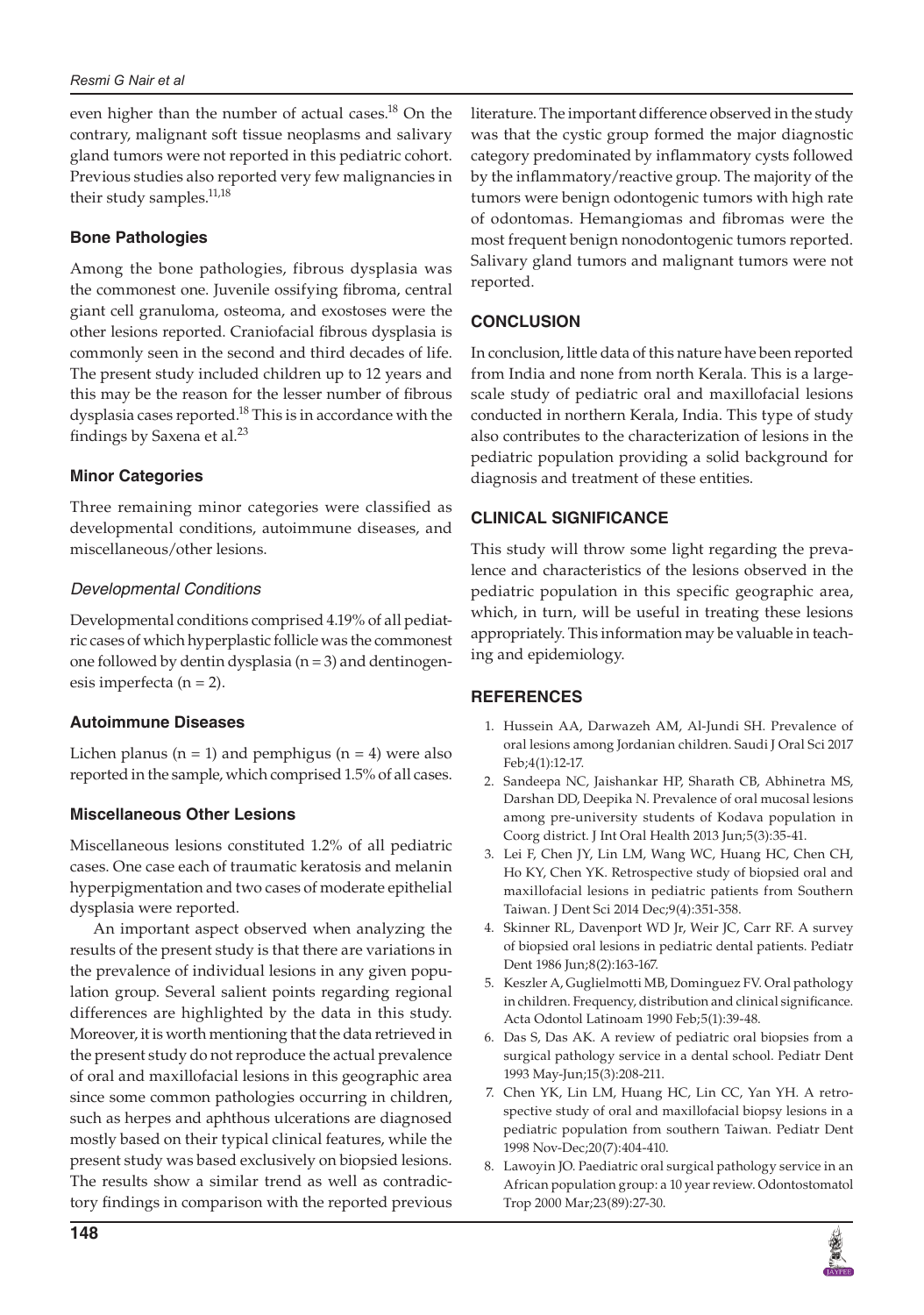even higher than the number of actual cases.[18] On the contrary, malignant soft tissue neoplasms and salivary gland tumors were not reported in this pediatric cohort. Previous studies also reported very few malignancies in their study samples.[11,18]

### Bone Pathologies

Among the bone pathologies, fibrous dysplasia was the commonest one. Juvenile ossifying fibroma, central giant cell granuloma, osteoma, and exostoses were the other lesions reported. Craniofacial fibrous dysplasia is commonly seen in the second and third decades of life. The present study included children up to 12 years and this may be the reason for the lesser number of fibrous dysplasia cases reported.[18] This is in accordance with the findings by Saxena et al.[23]

### Minor Categories

Three remaining minor categories were classified as developmental conditions, autoimmune diseases, and miscellaneous/other lesions.

#### *Developmental Conditions*

Developmental conditions comprised 4.19% of all pediatric cases of which hyperplastic follicle was the commonest one followed by dentin dysplasia (n = 3) and dentinogenesis imperfecta (n = 2).

### Autoimmune Diseases

Lichen planus (n = 1) and pemphigus (n = 4) were also reported in the sample, which comprised 1.5% of all cases.

### Miscellaneous Other Lesions

Miscellaneous lesions constituted 1.2% of all pediatric cases. One case each of traumatic keratosis and melanin hyperpigmentation and two cases of moderate epithelial dysplasia were reported.

An important aspect observed when analyzing the results of the present study is that there are variations in the prevalence of individual lesions in any given population group. Several salient points regarding regional differences are highlighted by the data in this study. Moreover, it is worth mentioning that the data retrieved in the present study do not reproduce the actual prevalence of oral and maxillofacial lesions in this geographic area since some common pathologies occurring in children, such as herpes and aphthous ulcerations are diagnosed mostly based on their typical clinical features, while the present study was based exclusively on biopsied lesions. The results show a similar trend as well as contradictory findings in comparison with the reported previous literature. The important difference observed in the study was that the cystic group formed the major diagnostic category predominated by inflammatory cysts followed by the inflammatory/reactive group. The majority of the tumors were benign odontogenic tumors with high rate of odontomas. Hemangiomas and fibromas were the most frequent benign nonodontogenic tumors reported. Salivary gland tumors and malignant tumors were not reported.

## CONCLUSION

In conclusion, little data of this nature have been reported from India and none from north Kerala. This is a large-scale study of pediatric oral and maxillofacial lesions conducted in northern Kerala, India. This type of study also contributes to the characterization of lesions in the pediatric population providing a solid background for diagnosis and treatment of these entities.

## CLINICAL SIGNIFICANCE

This study will throw some light regarding the prevalence and characteristics of the lesions observed in the pediatric population in this specific geographic area, which, in turn, will be useful in treating these lesions appropriately. This information may be valuable in teaching and epidemiology.

## REFERENCES

1. Hussein AA, Darwazeh AM, Al-Jundi SH. Prevalence of oral lesions among Jordanian children. Saudi J Oral Sci 2017 Feb;4(1):12-17.
2. Sandeepa NC, Jaishankar HP, Sharath CB, Abhinetra MS, Darshan DD, Deepika N. Prevalence of oral mucosal lesions among pre-university students of Kodava population in Coorg district. J Int Oral Health 2013 Jun;5(3):35-41.
3. Lei F, Chen JY, Lin LM, Wang WC, Huang HC, Chen CH, Ho KY, Chen YK. Retrospective study of biopsied oral and maxillofacial lesions in pediatric patients from Southern Taiwan. J Dent Sci 2014 Dec;9(4):351-358.
4. Skinner RL, Davenport WD Jr, Weir JC, Carr RF. A survey of biopsied oral lesions in pediatric dental patients. Pediatr Dent 1986 Jun;8(2):163-167.
5. Keszler A, Guglielmotti MB, Dominguez FV. Oral pathology in children. Frequency, distribution and clinical significance. Acta Odontol Latinoam 1990 Feb;5(1):39-48.
6. Das S, Das AK. A review of pediatric oral biopsies from a surgical pathology service in a dental school. Pediatr Dent 1993 May-Jun;15(3):208-211.
7. Chen YK, Lin LM, Huang HC, Lin CC, Yan YH. A retrospective study of oral and maxillofacial biopsy lesions in a pediatric population from southern Taiwan. Pediatr Dent 1998 Nov-Dec;20(7):404-410.
8. Lawoyin JO. Paediatric oral surgical pathology service in an African population group: a 10 year review. Odontostomatol Trop 2000 Mar;23(89):27-30.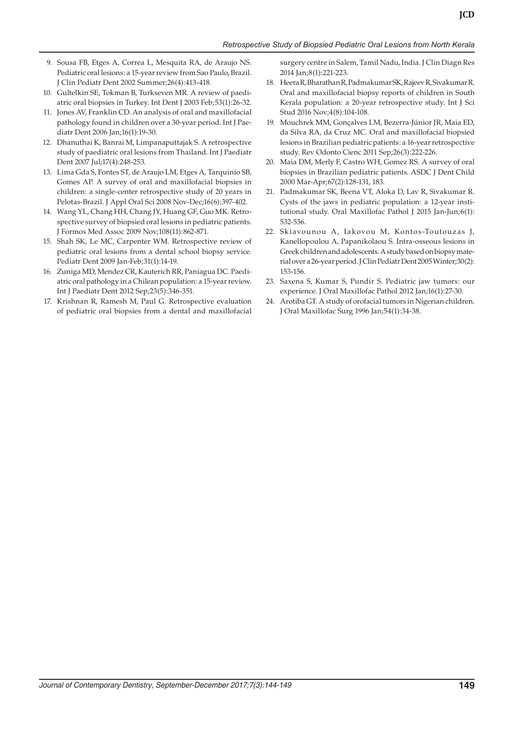9. Sousa FB, Etges A, Correa L, Mesquita RA, de Araujo NS. Pediatric oral lesions: a 15-year review from Sao Paulo, Brazil. J Clin Pediatr Dent 2002 Summer;26(4):413-418.
10. Gultelkin SE, Tokman B, Turkseven MR. A review of paediatric oral biopsies in Turkey. Int Dent J 2003 Feb;53(1):26-32.
11. Jones AV, Franklin CD. An analysis of oral and maxillofacial pathology found in children over a 30-year period. Int J Paediatr Dent 2006 Jan;16(1):19-30.
12. Dhanuthai K, Banrai M, Limpanaputtajak S. A retrospective study of paediatric oral lesions from Thailand. Int J Paediatr Dent 2007 Jul;17(4):248-253.
13. Lima Gda S, Fontes ST, de Araujo LM, Etges A, Tarquinio SB, Gomes AP. A survey of oral and maxillofacial biopsies in children: a single-center retrospective study of 20 years in Pelotas-Brazil. J Appl Oral Sci 2008 Nov-Dec;16(6):397-402.
14. Wang YL, Chang HH, Chang JY, Huang GF, Guo MK. Retrospective survey of biopsied oral lesions in pediatric patients. J Formos Med Assoc 2009 Nov;108(11):862-871.
15. Shah SK, Le MC, Carpenter WM. Retrospective review of pediatric oral lesions from a dental school biopsy service. Pediatr Dent 2009 Jan-Feb;31(1):14-19.
16. Zuniga MD, Mendez CR, Kauterich RR, Paniagua DC. Paediatric oral pathology in a Chilean population: a 15-year review. Int J Paediatr Dent 2012 Sep;23(5):346-351.
17. Krishnan R, Ramesh M, Paul G. Retrospective evaluation of pediatric oral biopsies from a dental and maxillofacial surgery centre in Salem, Tamil Nadu, India. J Clin Diagn Res 2014 Jan;8(1):221-223.
18. Heera R, Bharathan R, Padmakumar SK, Rajeev R, Sivakumar R. Oral and maxillofacial biopsy reports of children in South Kerala population: a 20-year retrospective study. Int J Sci Stud 2016 Nov;4(8):104-108.
19. Mouchrek MM, Gonçalves LM, Bezerra-Júnior JR, Maia ED, da Silva RA, da Cruz MC. Oral and maxillofacial biopsied lesions in Brazilian pediatric patients: a 16-year retrospective study. Rev Odonto Cienc 2011 Sep;26(3):222-226.
20. Maia DM, Merly F, Castro WH, Gomez RS. A survey of oral biopsies in Brazilian pediatric patients. ASDC J Dent Child 2000 Mar-Apr;67(2):128-131, 183.
21. Padmakumar SK, Beena VT, Aloka D, Lav R, Sivakumar R. Cysts of the jaws in pediatric population: a 12-year institutional study. Oral Maxillofac Pathol J 2015 Jan-Jun;6(1): 532-536.
22. Skiavounou A, Iakovou M, Kontos-Toutouzas J, Kanellopoulou A, Papanikolaou S. Intra-osseous lesions in Greek children and adolescents. A study based on biopsy material over a 26-year period. J Clin Pediatr Dent 2005 Winter;30(2): 153-156.
23. Saxena S, Kumar S, Pundir S. Pediatric jaw tumors: our experience. J Oral Maxillofac Pathol 2012 Jan;16(1):27-30.
24. Arotiba GT. A study of orofacial tumors in Nigerian children. J Oral Maxillofac Surg 1996 Jan;54(1):34-38.